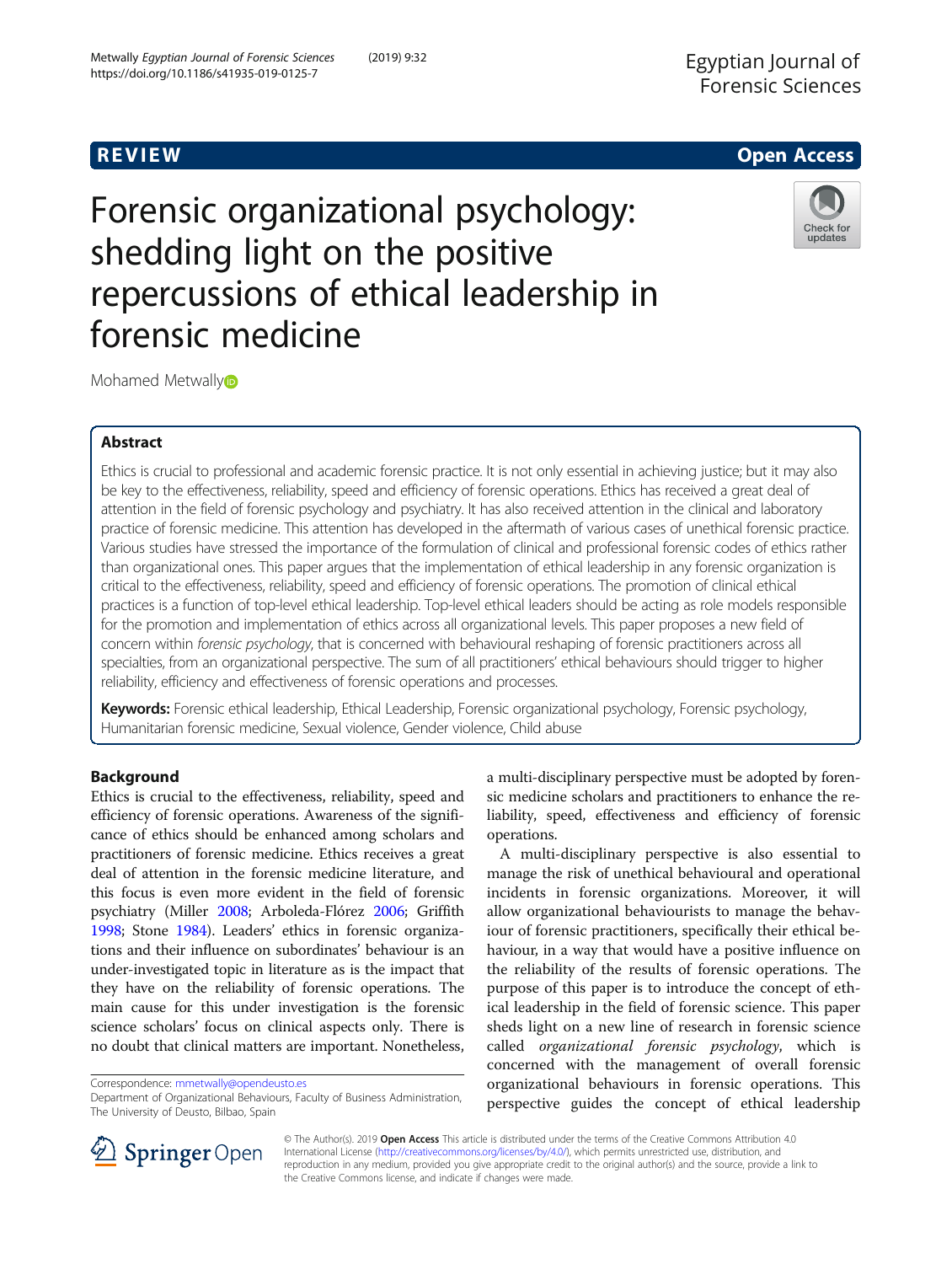REVIEW

Open Access

# Forensic organizational psychology: shedding light on the positive repercussions of ethical leadership in forensic medicine

Mohamed Metwally

## Abstract

Ethics is crucial to professional and academic forensic practice. It is not only essential in achieving justice; but it may also be key to the effectiveness, reliability, speed and efficiency of forensic operations. Ethics has received a great deal of attention in the field of forensic psychology and psychiatry. It has also received attention in the clinical and laboratory practice of forensic medicine. This attention has developed in the aftermath of various cases of unethical forensic practice. Various studies have stressed the importance of the formulation of clinical and professional forensic codes of ethics rather than organizational ones. This paper argues that the implementation of ethical leadership in any forensic organization is critical to the effectiveness, reliability, speed and efficiency of forensic operations. The promotion of clinical ethical practices is a function of top-level ethical leadership. Top-level ethical leaders should be acting as role models responsible for the promotion and implementation of ethics across all organizational levels. This paper proposes a new field of concern within *forensic psychology*, that is concerned with behavioural reshaping of forensic practitioners across all specialties, from an organizational perspective. The sum of all practitioners' ethical behaviours should trigger to higher reliability, efficiency and effectiveness of forensic operations and processes.

**Keywords:** Forensic ethical leadership, Ethical Leadership, Forensic organizational psychology, Forensic psychology, Humanitarian forensic medicine, Sexual violence, Gender violence, Child abuse

## Background

Ethics is crucial to the effectiveness, reliability, speed and efficiency of forensic operations. Awareness of the significance of ethics should be enhanced among scholars and practitioners of forensic medicine. Ethics receives a great deal of attention in the forensic medicine literature, and this focus is even more evident in the field of forensic psychiatry (Miller 2008; Arboleda-Flórez 2006; Griffith 1998; Stone 1984). Leaders' ethics in forensic organizations and their influence on subordinates' behaviour is an under-investigated topic in literature as is the impact that they have on the reliability of forensic operations. The main cause for this under investigation is the forensic science scholars' focus on clinical aspects only. There is no doubt that clinical matters are important. Nonetheless, a multi-disciplinary perspective must be adopted by forensic medicine scholars and practitioners to enhance the reliability, speed, effectiveness and efficiency of forensic operations.

A multi-disciplinary perspective is also essential to manage the risk of unethical behavioural and operational incidents in forensic organizations. Moreover, it will allow organizational behaviourists to manage the behaviour of forensic practitioners, specifically their ethical behaviour, in a way that would have a positive influence on the reliability of the results of forensic operations. The purpose of this paper is to introduce the concept of ethical leadership in the field of forensic science. This paper sheds light on a new line of research in forensic science called *organizational forensic psychology*, which is concerned with the management of overall forensic organizational behaviours in forensic operations. This perspective guides the concept of ethical leadership

Correspondence: mmetwally@opendeusto.es
Department of Organizational Behaviours, Faculty of Business Administration, The University of Deusto, Bilbao, Spain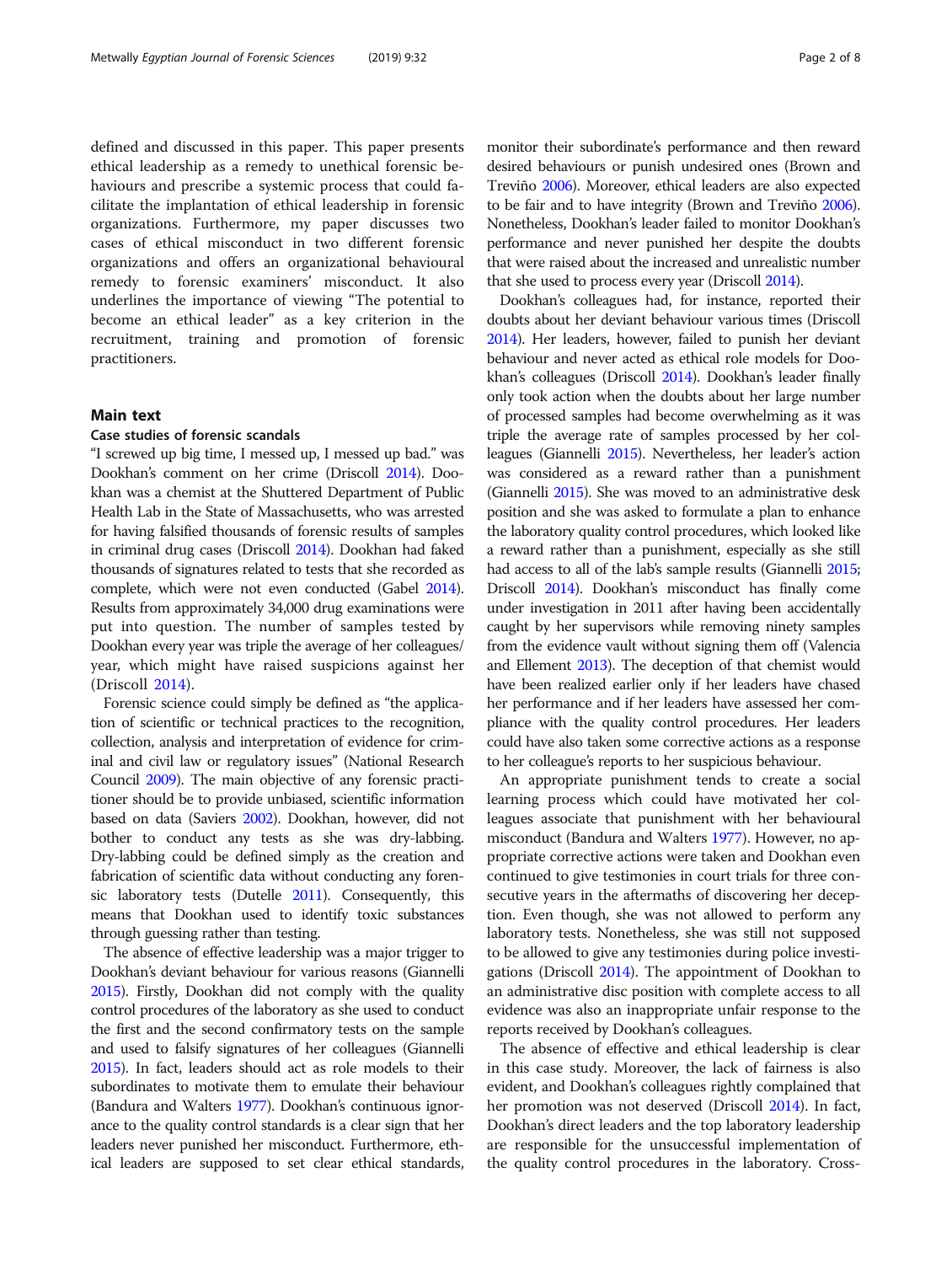defined and discussed in this paper. This paper presents ethical leadership as a remedy to unethical forensic behaviours and prescribe a systemic process that could facilitate the implantation of ethical leadership in forensic organizations. Furthermore, my paper discusses two cases of ethical misconduct in two different forensic organizations and offers an organizational behavioural remedy to forensic examiners' misconduct. It also underlines the importance of viewing "The potential to become an ethical leader" as a key criterion in the recruitment, training and promotion of forensic practitioners.

## Main text

### Case studies of forensic scandals

"I screwed up big time, I messed up, I messed up bad." was Dookhan's comment on her crime (Driscoll 2014). Dookhan was a chemist at the Shuttered Department of Public Health Lab in the State of Massachusetts, who was arrested for having falsified thousands of forensic results of samples in criminal drug cases (Driscoll 2014). Dookhan had faked thousands of signatures related to tests that she recorded as complete, which were not even conducted (Gabel 2014). Results from approximately 34,000 drug examinations were put into question. The number of samples tested by Dookhan every year was triple the average of her colleagues/year, which might have raised suspicions against her (Driscoll 2014).

Forensic science could simply be defined as "the application of scientific or technical practices to the recognition, collection, analysis and interpretation of evidence for criminal and civil law or regulatory issues" (National Research Council 2009). The main objective of any forensic practitioner should be to provide unbiased, scientific information based on data (Saviers 2002). Dookhan, however, did not bother to conduct any tests as she was dry-labbing. Dry-labbing could be defined simply as the creation and fabrication of scientific data without conducting any forensic laboratory tests (Dutelle 2011). Consequently, this means that Dookhan used to identify toxic substances through guessing rather than testing.

The absence of effective leadership was a major trigger to Dookhan's deviant behaviour for various reasons (Giannelli 2015). Firstly, Dookhan did not comply with the quality control procedures of the laboratory as she used to conduct the first and the second confirmatory tests on the sample and used to falsify signatures of her colleagues (Giannelli 2015). In fact, leaders should act as role models to their subordinates to motivate them to emulate their behaviour (Bandura and Walters 1977). Dookhan's continuous ignorance to the quality control standards is a clear sign that her leaders never punished her misconduct. Furthermore, ethical leaders are supposed to set clear ethical standards, monitor their subordinate's performance and then reward desired behaviours or punish undesired ones (Brown and Treviño 2006). Moreover, ethical leaders are also expected to be fair and to have integrity (Brown and Treviño 2006). Nonetheless, Dookhan's leader failed to monitor Dookhan's performance and never punished her despite the doubts that were raised about the increased and unrealistic number that she used to process every year (Driscoll 2014).

Dookhan's colleagues had, for instance, reported their doubts about her deviant behaviour various times (Driscoll 2014). Her leaders, however, failed to punish her deviant behaviour and never acted as ethical role models for Dookhan's colleagues (Driscoll 2014). Dookhan's leader finally only took action when the doubts about her large number of processed samples had become overwhelming as it was triple the average rate of samples processed by her colleagues (Giannelli 2015). Nevertheless, her leader's action was considered as a reward rather than a punishment (Giannelli 2015). She was moved to an administrative desk position and she was asked to formulate a plan to enhance the laboratory quality control procedures, which looked like a reward rather than a punishment, especially as she still had access to all of the lab's sample results (Giannelli 2015; Driscoll 2014). Dookhan's misconduct has finally come under investigation in 2011 after having been accidentally caught by her supervisors while removing ninety samples from the evidence vault without signing them off (Valencia and Ellement 2013). The deception of that chemist would have been realized earlier only if her leaders have chased her performance and if her leaders have assessed her compliance with the quality control procedures. Her leaders could have also taken some corrective actions as a response to her colleague's reports to her suspicious behaviour.

An appropriate punishment tends to create a social learning process which could have motivated her colleagues associate that punishment with her behavioural misconduct (Bandura and Walters 1977). However, no appropriate corrective actions were taken and Dookhan even continued to give testimonies in court trials for three consecutive years in the aftermaths of discovering her deception. Even though, she was not allowed to perform any laboratory tests. Nonetheless, she was still not supposed to be allowed to give any testimonies during police investigations (Driscoll 2014). The appointment of Dookhan to an administrative disc position with complete access to all evidence was also an inappropriate unfair response to the reports received by Dookhan's colleagues.

The absence of effective and ethical leadership is clear in this case study. Moreover, the lack of fairness is also evident, and Dookhan's colleagues rightly complained that her promotion was not deserved (Driscoll 2014). In fact, Dookhan's direct leaders and the top laboratory leadership are responsible for the unsuccessful implementation of the quality control procedures in the laboratory. Cross-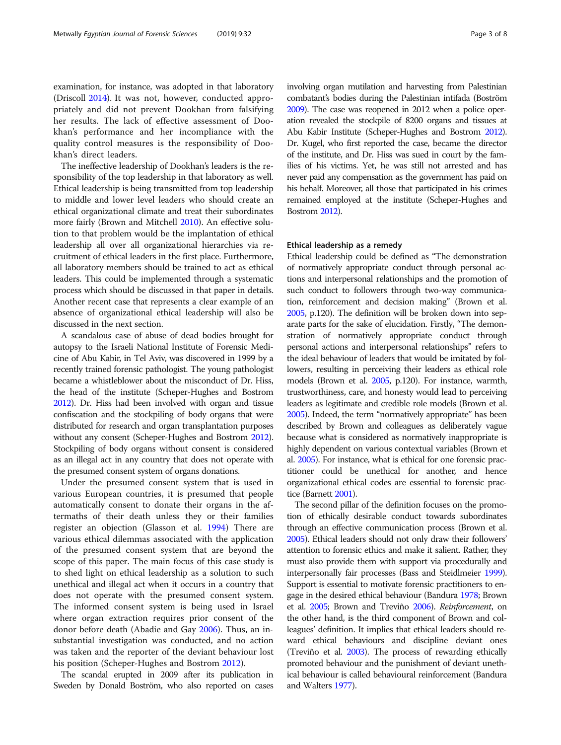examination, for instance, was adopted in that laboratory (Driscoll 2014). It was not, however, conducted appropriately and did not prevent Dookhan from falsifying her results. The lack of effective assessment of Dookhan's performance and her incompliance with the quality control measures is the responsibility of Dookhan's direct leaders.

The ineffective leadership of Dookhan's leaders is the responsibility of the top leadership in that laboratory as well. Ethical leadership is being transmitted from top leadership to middle and lower level leaders who should create an ethical organizational climate and treat their subordinates more fairly (Brown and Mitchell 2010). An effective solution to that problem would be the implantation of ethical leadership all over all organizational hierarchies via recruitment of ethical leaders in the first place. Furthermore, all laboratory members should be trained to act as ethical leaders. This could be implemented through a systematic process which should be discussed in that paper in details. Another recent case that represents a clear example of an absence of organizational ethical leadership will also be discussed in the next section.

A scandalous case of abuse of dead bodies brought for autopsy to the Israeli National Institute of Forensic Medicine of Abu Kabir, in Tel Aviv, was discovered in 1999 by a recently trained forensic pathologist. The young pathologist became a whistleblower about the misconduct of Dr. Hiss, the head of the institute (Scheper-Hughes and Bostrom 2012). Dr. Hiss had been involved with organ and tissue confiscation and the stockpiling of body organs that were distributed for research and organ transplantation purposes without any consent (Scheper-Hughes and Bostrom 2012). Stockpiling of body organs without consent is considered as an illegal act in any country that does not operate with the presumed consent system of organs donations.

Under the presumed consent system that is used in various European countries, it is presumed that people automatically consent to donate their organs in the aftermaths of their death unless they or their families register an objection (Glasson et al. 1994) There are various ethical dilemmas associated with the application of the presumed consent system that are beyond the scope of this paper. The main focus of this case study is to shed light on ethical leadership as a solution to such unethical and illegal act when it occurs in a country that does not operate with the presumed consent system. The informed consent system is being used in Israel where organ extraction requires prior consent of the donor before death (Abadie and Gay 2006). Thus, an insubstantial investigation was conducted, and no action was taken and the reporter of the deviant behaviour lost his position (Scheper-Hughes and Bostrom 2012).

The scandal erupted in 2009 after its publication in Sweden by Donald Boström, who also reported on cases involving organ mutilation and harvesting from Palestinian combatant's bodies during the Palestinian intifada (Boström 2009). The case was reopened in 2012 when a police operation revealed the stockpile of 8200 organs and tissues at Abu Kabir Institute (Scheper-Hughes and Bostrom 2012). Dr. Kugel, who first reported the case, became the director of the institute, and Dr. Hiss was sued in court by the families of his victims. Yet, he was still not arrested and has never paid any compensation as the government has paid on his behalf. Moreover, all those that participated in his crimes remained employed at the institute (Scheper-Hughes and Bostrom 2012).

### Ethical leadership as a remedy

Ethical leadership could be defined as "The demonstration of normatively appropriate conduct through personal actions and interpersonal relationships and the promotion of such conduct to followers through two-way communication, reinforcement and decision making" (Brown et al. 2005, p.120). The definition will be broken down into separate parts for the sake of elucidation. Firstly, "The demonstration of normatively appropriate conduct through personal actions and interpersonal relationships" refers to the ideal behaviour of leaders that would be imitated by followers, resulting in perceiving their leaders as ethical role models (Brown et al. 2005, p.120). For instance, warmth, trustworthiness, care, and honesty would lead to perceiving leaders as legitimate and credible role models (Brown et al. 2005). Indeed, the term "normatively appropriate" has been described by Brown and colleagues as deliberately vague because what is considered as normatively inappropriate is highly dependent on various contextual variables (Brown et al. 2005). For instance, what is ethical for one forensic practitioner could be unethical for another, and hence organizational ethical codes are essential to forensic practice (Barnett 2001).

The second pillar of the definition focuses on the promotion of ethically desirable conduct towards subordinates through an effective communication process (Brown et al. 2005). Ethical leaders should not only draw their followers' attention to forensic ethics and make it salient. Rather, they must also provide them with support via procedurally and interpersonally fair processes (Bass and Steidlmeier 1999). Support is essential to motivate forensic practitioners to engage in the desired ethical behaviour (Bandura 1978; Brown et al. 2005; Brown and Treviño 2006). *Reinforcement*, on the other hand, is the third component of Brown and colleagues' definition. It implies that ethical leaders should reward ethical behaviours and discipline deviant ones (Treviño et al. 2003). The process of rewarding ethically promoted behaviour and the punishment of deviant unethical behaviour is called behavioural reinforcement (Bandura and Walters 1977).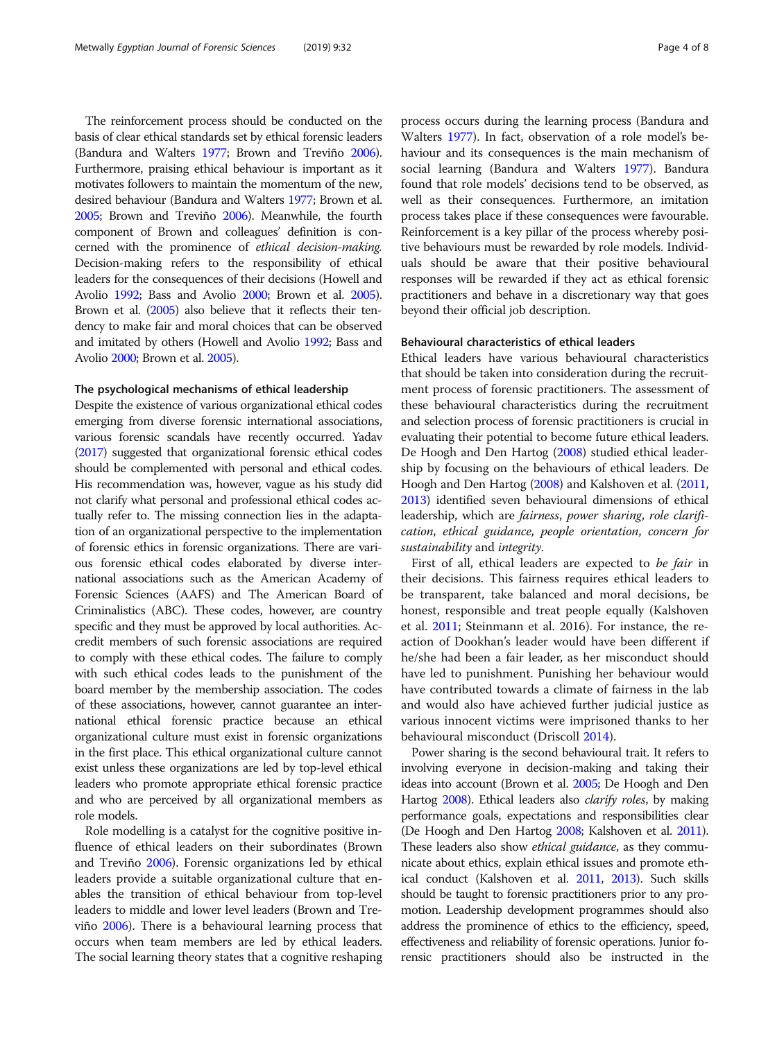The reinforcement process should be conducted on the basis of clear ethical standards set by ethical forensic leaders (Bandura and Walters 1977; Brown and Treviño 2006). Furthermore, praising ethical behaviour is important as it motivates followers to maintain the momentum of the new, desired behaviour (Bandura and Walters 1977; Brown et al. 2005; Brown and Treviño 2006). Meanwhile, the fourth component of Brown and colleagues' definition is concerned with the prominence of *ethical decision-making*. Decision-making refers to the responsibility of ethical leaders for the consequences of their decisions (Howell and Avolio 1992; Bass and Avolio 2000; Brown et al. 2005). Brown et al. (2005) also believe that it reflects their tendency to make fair and moral choices that can be observed and imitated by others (Howell and Avolio 1992; Bass and Avolio 2000; Brown et al. 2005).

#### The psychological mechanisms of ethical leadership

Despite the existence of various organizational ethical codes emerging from diverse forensic international associations, various forensic scandals have recently occurred. Yadav (2017) suggested that organizational forensic ethical codes should be complemented with personal and ethical codes. His recommendation was, however, vague as his study did not clarify what personal and professional ethical codes actually refer to. The missing connection lies in the adaptation of an organizational perspective to the implementation of forensic ethics in forensic organizations. There are various forensic ethical codes elaborated by diverse international associations such as the American Academy of Forensic Sciences (AAFS) and The American Board of Criminalistics (ABC). These codes, however, are country specific and they must be approved by local authorities. Accredit members of such forensic associations are required to comply with these ethical codes. The failure to comply with such ethical codes leads to the punishment of the board member by the membership association. The codes of these associations, however, cannot guarantee an international ethical forensic practice because an ethical organizational culture must exist in forensic organizations in the first place. This ethical organizational culture cannot exist unless these organizations are led by top-level ethical leaders who promote appropriate ethical forensic practice and who are perceived by all organizational members as role models.

Role modelling is a catalyst for the cognitive positive influence of ethical leaders on their subordinates (Brown and Treviño 2006). Forensic organizations led by ethical leaders provide a suitable organizational culture that enables the transition of ethical behaviour from top-level leaders to middle and lower level leaders (Brown and Treviño 2006). There is a behavioural learning process that occurs when team members are led by ethical leaders. The social learning theory states that a cognitive reshaping process occurs during the learning process (Bandura and Walters 1977). In fact, observation of a role model's behaviour and its consequences is the main mechanism of social learning (Bandura and Walters 1977). Bandura found that role models' decisions tend to be observed, as well as their consequences. Furthermore, an imitation process takes place if these consequences were favourable. Reinforcement is a key pillar of the process whereby positive behaviours must be rewarded by role models. Individuals should be aware that their positive behavioural responses will be rewarded if they act as ethical forensic practitioners and behave in a discretionary way that goes beyond their official job description.

#### Behavioural characteristics of ethical leaders

Ethical leaders have various behavioural characteristics that should be taken into consideration during the recruitment process of forensic practitioners. The assessment of these behavioural characteristics during the recruitment and selection process of forensic practitioners is crucial in evaluating their potential to become future ethical leaders. De Hoogh and Den Hartog (2008) studied ethical leadership by focusing on the behaviours of ethical leaders. De Hoogh and Den Hartog (2008) and Kalshoven et al. (2011, 2013) identified seven behavioural dimensions of ethical leadership, which are *fairness*, *power sharing*, *role clarification*, *ethical guidance*, *people orientation*, *concern for sustainability* and *integrity*.

First of all, ethical leaders are expected to *be fair* in their decisions. This fairness requires ethical leaders to be transparent, take balanced and moral decisions, be honest, responsible and treat people equally (Kalshoven et al. 2011; Steinmann et al. 2016). For instance, the reaction of Dookhan's leader would have been different if he/she had been a fair leader, as her misconduct should have led to punishment. Punishing her behaviour would have contributed towards a climate of fairness in the lab and would also have achieved further judicial justice as various innocent victims were imprisoned thanks to her behavioural misconduct (Driscoll 2014).

Power sharing is the second behavioural trait. It refers to involving everyone in decision-making and taking their ideas into account (Brown et al. 2005; De Hoogh and Den Hartog 2008). Ethical leaders also *clarify roles*, by making performance goals, expectations and responsibilities clear (De Hoogh and Den Hartog 2008; Kalshoven et al. 2011). These leaders also show *ethical guidance*, as they communicate about ethics, explain ethical issues and promote ethical conduct (Kalshoven et al. 2011, 2013). Such skills should be taught to forensic practitioners prior to any promotion. Leadership development programmes should also address the prominence of ethics to the efficiency, speed, effectiveness and reliability of forensic operations. Junior forensic practitioners should also be instructed in the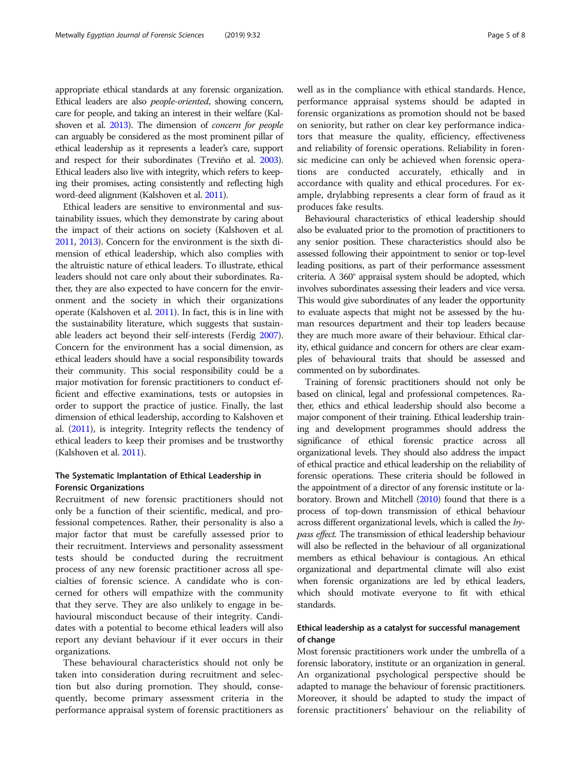appropriate ethical standards at any forensic organization. Ethical leaders are also *people-oriented*, showing concern, care for people, and taking an interest in their welfare (Kalshoven et al. 2013). The dimension of *concern for people* can arguably be considered as the most prominent pillar of ethical leadership as it represents a leader's care, support and respect for their subordinates (Treviño et al. 2003). Ethical leaders also live with integrity, which refers to keeping their promises, acting consistently and reflecting high word-deed alignment (Kalshoven et al. 2011).

Ethical leaders are sensitive to environmental and sustainability issues, which they demonstrate by caring about the impact of their actions on society (Kalshoven et al. 2011, 2013). Concern for the environment is the sixth dimension of ethical leadership, which also complies with the altruistic nature of ethical leaders. To illustrate, ethical leaders should not care only about their subordinates. Rather, they are also expected to have concern for the environment and the society in which their organizations operate (Kalshoven et al. 2011). In fact, this is in line with the sustainability literature, which suggests that sustainable leaders act beyond their self-interests (Ferdig 2007). Concern for the environment has a social dimension, as ethical leaders should have a social responsibility towards their community. This social responsibility could be a major motivation for forensic practitioners to conduct efficient and effective examinations, tests or autopsies in order to support the practice of justice. Finally, the last dimension of ethical leadership, according to Kalshoven et al. (2011), is integrity. Integrity reflects the tendency of ethical leaders to keep their promises and be trustworthy (Kalshoven et al. 2011).

## The Systematic Implantation of Ethical Leadership in Forensic Organizations

Recruitment of new forensic practitioners should not only be a function of their scientific, medical, and professional competences. Rather, their personality is also a major factor that must be carefully assessed prior to their recruitment. Interviews and personality assessment tests should be conducted during the recruitment process of any new forensic practitioner across all specialties of forensic science. A candidate who is concerned for others will empathize with the community that they serve. They are also unlikely to engage in behavioural misconduct because of their integrity. Candidates with a potential to become ethical leaders will also report any deviant behaviour if it ever occurs in their organizations.

These behavioural characteristics should not only be taken into consideration during recruitment and selection but also during promotion. They should, consequently, become primary assessment criteria in the performance appraisal system of forensic practitioners as well as in the compliance with ethical standards. Hence, performance appraisal systems should be adapted in forensic organizations as promotion should not be based on seniority, but rather on clear key performance indicators that measure the quality, efficiency, effectiveness and reliability of forensic operations. Reliability in forensic medicine can only be achieved when forensic operations are conducted accurately, ethically and in accordance with quality and ethical procedures. For example, drylabbing represents a clear form of fraud as it produces fake results.

Behavioural characteristics of ethical leadership should also be evaluated prior to the promotion of practitioners to any senior position. These characteristics should also be assessed following their appointment to senior or top-level leading positions, as part of their performance assessment criteria. A 360° appraisal system should be adopted, which involves subordinates assessing their leaders and vice versa. This would give subordinates of any leader the opportunity to evaluate aspects that might not be assessed by the human resources department and their top leaders because they are much more aware of their behaviour. Ethical clarity, ethical guidance and concern for others are clear examples of behavioural traits that should be assessed and commented on by subordinates.

Training of forensic practitioners should not only be based on clinical, legal and professional competences. Rather, ethics and ethical leadership should also become a major component of their training. Ethical leadership training and development programmes should address the significance of ethical forensic practice across all organizational levels. They should also address the impact of ethical practice and ethical leadership on the reliability of forensic operations. These criteria should be followed in the appointment of a director of any forensic institute or laboratory. Brown and Mitchell (2010) found that there is a process of top-down transmission of ethical behaviour across different organizational levels, which is called the *bypass effect*. The transmission of ethical leadership behaviour will also be reflected in the behaviour of all organizational members as ethical behaviour is contagious. An ethical organizational and departmental climate will also exist when forensic organizations are led by ethical leaders, which should motivate everyone to fit with ethical standards.

## Ethical leadership as a catalyst for successful management of change

Most forensic practitioners work under the umbrella of a forensic laboratory, institute or an organization in general. An organizational psychological perspective should be adapted to manage the behaviour of forensic practitioners. Moreover, it should be adapted to study the impact of forensic practitioners' behaviour on the reliability of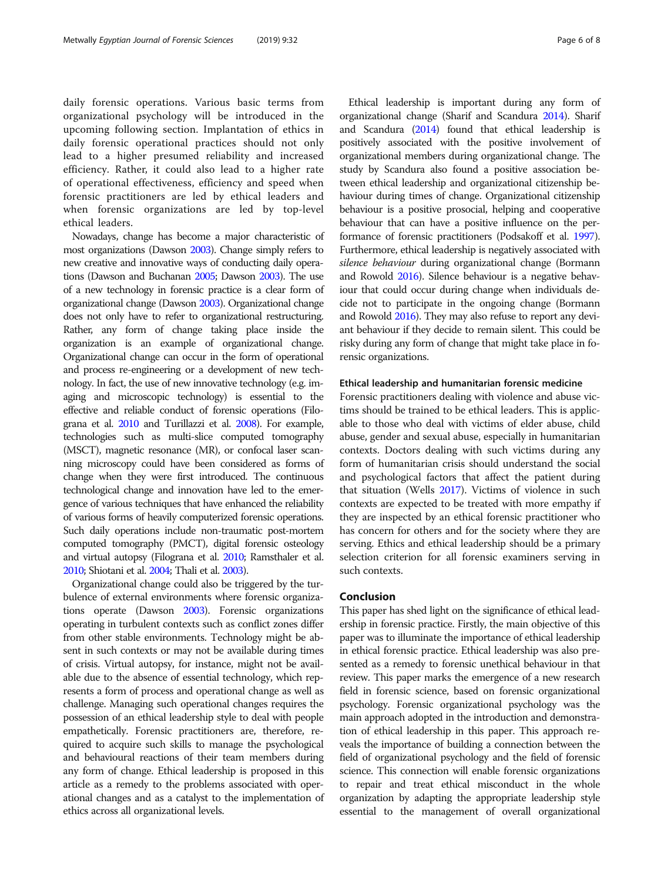daily forensic operations. Various basic terms from organizational psychology will be introduced in the upcoming following section. Implantation of ethics in daily forensic operational practices should not only lead to a higher presumed reliability and increased efficiency. Rather, it could also lead to a higher rate of operational effectiveness, efficiency and speed when forensic practitioners are led by ethical leaders and when forensic organizations are led by top-level ethical leaders.

Nowadays, change has become a major characteristic of most organizations (Dawson 2003). Change simply refers to new creative and innovative ways of conducting daily operations (Dawson and Buchanan 2005; Dawson 2003). The use of a new technology in forensic practice is a clear form of organizational change (Dawson 2003). Organizational change does not only have to refer to organizational restructuring. Rather, any form of change taking place inside the organization is an example of organizational change. Organizational change can occur in the form of operational and process re-engineering or a development of new technology. In fact, the use of new innovative technology (e.g. imaging and microscopic technology) is essential to the effective and reliable conduct of forensic operations (Filograna et al. 2010 and Turillazzi et al. 2008). For example, technologies such as multi-slice computed tomography (MSCT), magnetic resonance (MR), or confocal laser scanning microscopy could have been considered as forms of change when they were first introduced. The continuous technological change and innovation have led to the emergence of various techniques that have enhanced the reliability of various forms of heavily computerized forensic operations. Such daily operations include non-traumatic post-mortem computed tomography (PMCT), digital forensic osteology and virtual autopsy (Filograna et al. 2010; Ramsthaler et al. 2010; Shiotani et al. 2004; Thali et al. 2003).

Organizational change could also be triggered by the turbulence of external environments where forensic organizations operate (Dawson 2003). Forensic organizations operating in turbulent contexts such as conflict zones differ from other stable environments. Technology might be absent in such contexts or may not be available during times of crisis. Virtual autopsy, for instance, might not be available due to the absence of essential technology, which represents a form of process and operational change as well as challenge. Managing such operational changes requires the possession of an ethical leadership style to deal with people empathetically. Forensic practitioners are, therefore, required to acquire such skills to manage the psychological and behavioural reactions of their team members during any form of change. Ethical leadership is proposed in this article as a remedy to the problems associated with operational changes and as a catalyst to the implementation of ethics across all organizational levels.

Ethical leadership is important during any form of organizational change (Sharif and Scandura 2014). Sharif and Scandura (2014) found that ethical leadership is positively associated with the positive involvement of organizational members during organizational change. The study by Scandura also found a positive association between ethical leadership and organizational citizenship behaviour during times of change. Organizational citizenship behaviour is a positive prosocial, helping and cooperative behaviour that can have a positive influence on the performance of forensic practitioners (Podsakoff et al. 1997). Furthermore, ethical leadership is negatively associated with *silence behaviour* during organizational change (Bormann and Rowold 2016). Silence behaviour is a negative behaviour that could occur during change when individuals decide not to participate in the ongoing change (Bormann and Rowold 2016). They may also refuse to report any deviant behaviour if they decide to remain silent. This could be risky during any form of change that might take place in forensic organizations.

### Ethical leadership and humanitarian forensic medicine

Forensic practitioners dealing with violence and abuse victims should be trained to be ethical leaders. This is applicable to those who deal with victims of elder abuse, child abuse, gender and sexual abuse, especially in humanitarian contexts. Doctors dealing with such victims during any form of humanitarian crisis should understand the social and psychological factors that affect the patient during that situation (Wells 2017). Victims of violence in such contexts are expected to be treated with more empathy if they are inspected by an ethical forensic practitioner who has concern for others and for the society where they are serving. Ethics and ethical leadership should be a primary selection criterion for all forensic examiners serving in such contexts.

## Conclusion

This paper has shed light on the significance of ethical leadership in forensic practice. Firstly, the main objective of this paper was to illuminate the importance of ethical leadership in ethical forensic practice. Ethical leadership was also presented as a remedy to forensic unethical behaviour in that review. This paper marks the emergence of a new research field in forensic science, based on forensic organizational psychology. Forensic organizational psychology was the main approach adopted in the introduction and demonstration of ethical leadership in this paper. This approach reveals the importance of building a connection between the field of organizational psychology and the field of forensic science. This connection will enable forensic organizations to repair and treat ethical misconduct in the whole organization by adapting the appropriate leadership style essential to the management of overall organizational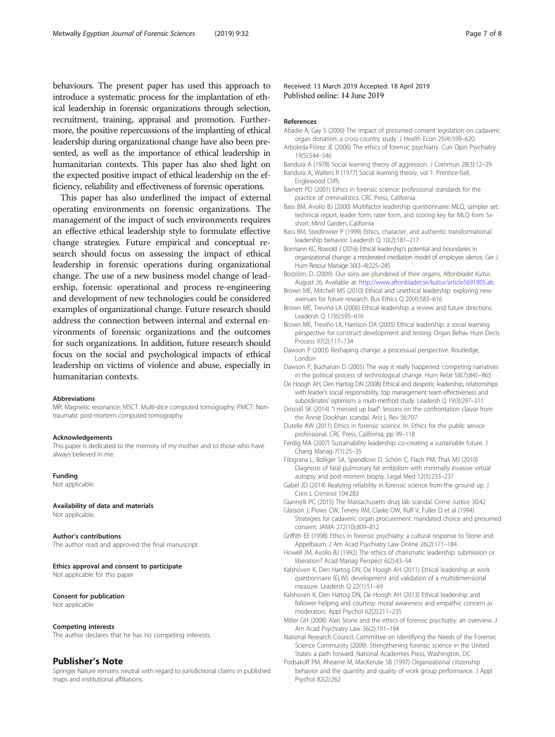behaviours. The present paper has used this approach to introduce a systematic process for the implantation of ethical leadership in forensic organizations through selection, recruitment, training, appraisal and promotion. Furthermore, the positive repercussions of the implanting of ethical leadership during organizational change have also been presented, as well as the importance of ethical leadership in humanitarian contexts. This paper has also shed light on the expected positive impact of ethical leadership on the efficiency, reliability and effectiveness of forensic operations.

This paper has also underlined the impact of external operating environments on forensic organizations. The management of the impact of such environments requires an effective ethical leadership style to formulate effective change strategies. Future empirical and conceptual research should focus on assessing the impact of ethical leadership in forensic operations during organizational change. The use of a new business model change of leadership, forensic operational and process re-engineering and development of new technologies could be considered examples of organizational change. Future research should address the connection between internal and external environments of forensic organizations and the outcomes for such organizations. In addition, future research should focus on the social and psychological impacts of ethical leadership on victims of violence and abuse, especially in humanitarian contexts.

#### Abbreviations
MR: Magnetic resonance; MSCT: Multi-slice computed tomography; PMCT: Non-traumatic post-mortem computed tomography

#### Acknowledgements
This paper is dedicated to the memory of my mother and to those who have always believed in me.

#### Funding
Not applicable.

#### Availability of data and materials
Not applicable.

#### Author's contributions
The author read and approved the final manuscript.

#### Ethics approval and consent to participate
Not applicable for this paper

#### Consent for publication
Not applicable

#### Competing interests
The author declares that he has no competing interests.

## Publisher's Note
Springer Nature remains neutral with regard to jurisdictional claims in published maps and institutional affiliations.

Received: 13 March 2019 Accepted: 18 April 2019
Published online: 14 June 2019

#### References
- Abadie A, Gay S (2006) The impact of presumed consent legislation on cadaveric organ donation: a cross-country study. J Health Econ 25(4):599–620.
- Arboleda-Flórez JE (2006) The ethics of forensic psychiatry. Curr Opin Psychiatry 19(5):544–546
- Bandura A (1978) Social learning theory of aggression. J Commun 28(3):12–29
- Bandura A, Walters R (1977) Social learning theory, vol 1. Prentice-hall, Englewood Cliffs
- Barnett PD (2001) Ethics in forensic science: professional standards for the practice of criminalistics. CRC Press, California
- Bass BM, Avolio BJ (2000) Multifactor leadership questionnaire: MLQ; sampler set; technical report, leader form, rater form, and scoring key for MLQ form 5x-short. Mind Garden, California
- Bass BM, Steidlmeier P (1999) Ethics, character, and authentic transformational leadership behavior. Leadersh Q 10(2):181–217
- Bormann KC, Rowold J (2016) Ethical leadership's potential and boundaries in organizational change: a moderated mediation model of employee silence. Ger J Hum Resour Manage 30(3–4):225–245
- Boström, D. (2009). Our sons are plundered of their organs, *Aftonbladet Kultur*, August 26, Available at: http://www.aftonbladet.se/kultur/article5691805.ab.
- Brown ME, Mitchell MS (2010) Ethical and unethical leadership: exploring new avenues for future research. Bus Ethics Q 20(4):583–616
- Brown ME, Treviño LK (2006) Ethical leadership: a review and future directions. Leadersh Q 17(6):595–616
- Brown ME, Treviño LK, Harrison DA (2005) Ethical leadership: a social learning perspective for construct development and testing. Organ Behav Hum Decis Process 97(2):117–134
- Dawson P (2003) Reshaping change: a processual perspective. Routledge, London
- Dawson P, Buchanan D (2005) The way it really happened: competing narratives in the political process of technological change. Hum Relat 58(7):845–865
- De Hoogh AH, Den Hartog DN (2008) Ethical and despotic leadership, relationships with leader's social responsibility, top management team effectiveness and subordinates' optimism: a multi-method study. Leadersh Q 19(3):297–311
- Driscoll SK (2014) "I messed up bad": lessons on the confrontation clause from the Annie Dookhan scandal. Ariz L Rev 56:707
- Dutelle AW (2011) Ethics in forensic science. In: Ethics for the public service professional. CRC Press, California, pp 99–118
- Ferdig MA (2007) Sustainability leadership: co-creating a sustainable future. J Chang Manag 7(1):25–35
- Filograna L, Bolliger SA, Spendlove D, Schön C, Flach PM, Thali MJ (2010) Diagnosis of fatal pulmonary fat embolism with minimally invasive virtual autopsy and post-mortem biopsy. Legal Med 12(5):233–237
- Gabel JD (2014) Realizing reliability in forensic science from the ground up. J Crim L Criminol 104:283
- Giannelli PC (2015) The Massachusetts drug lab scandal. Crime Justice 30:42
- Glasson J, Plows CW, Tenery RM, Clarke OW, Ruff V, Fuller D et al (1994) Strategies for cadaveric organ procurement: mandated choice and presumed consent. JAMA 272(10):809–812
- Griffith EE (1998) Ethics in forensic psychiatry: a cultural response to Stone and Appelbaum. J Am Acad Psychiatry Law Online 26(2):171–184
- Howell JM, Avolio BJ (1992) The ethics of charismatic leadership: submission or liberation? Acad Manag Perspect 6(2):43–54
- Kalshoven K, Den Hartog DN, De Hoogh AH (2011) Ethical leadership at work questionnaire (ELW): development and validation of a multidimensional measure. Leadersh Q 22(1):51–69
- Kalshoven K, Den Hartog DN, De Hoogh AH (2013) Ethical leadership and follower helping and courtesy: moral awareness and empathic concern as moderators. Appl Psychol 62(2):211–235
- Miller GH (2008) Alan Stone and the ethics of forensic psychiatry: an overview. J Am Acad Psychiatry Law 36(2):191–194
- National Research Council, Committee on Identifying the Needs of the Forensic Science Community (2009). Strengthening forensic science in the United States: a path forward. National Academies Press, Washington, DC
- Podsakoff PM, Ahearne M, MacKenzie SB (1997) Organizational citizenship behavior and the quantity and quality of work group performance. J Appl Psychol 82(2):262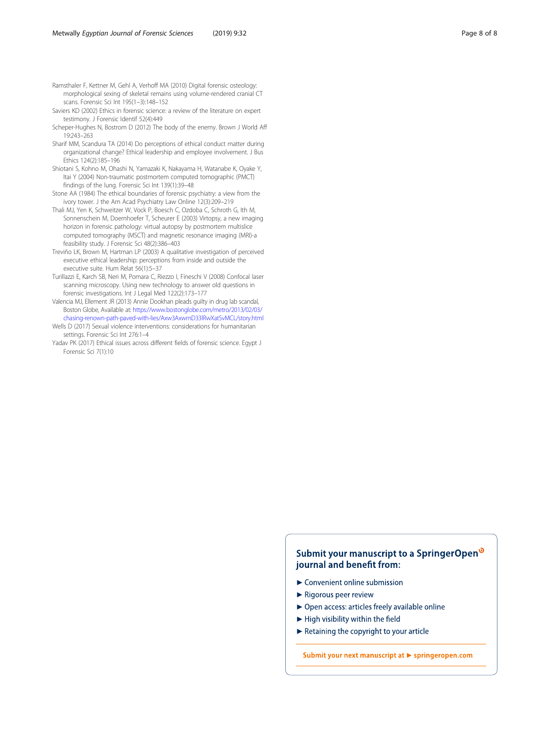Ramsthaler F, Kettner M, Gehl A, Verhoff MA (2010) Digital forensic osteology: morphological sexing of skeletal remains using volume-rendered cranial CT scans. Forensic Sci Int 195(1–3):148–152

Saviers KD (2002) Ethics in forensic science: a review of the literature on expert testimony. J Forensic Identif 52(4):449

Scheper-Hughes N, Bostrom D (2012) The body of the enemy. Brown J World Aff 19:243–263

Sharif MM, Scandura TA (2014) Do perceptions of ethical conduct matter during organizational change? Ethical leadership and employee involvement. J Bus Ethics 124(2):185–196

Shiotani S, Kohno M, Ohashi N, Yamazaki K, Nakayama H, Watanabe K, Oyake Y, Itai Y (2004) Non-traumatic postmortem computed tomographic (PMCT) findings of the lung. Forensic Sci Int 139(1):39–48

Stone AA (1984) The ethical boundaries of forensic psychiatry: a view from the ivory tower. J the Am Acad Psychiatry Law Online 12(3):209–219

Thali MJ, Yen K, Schweitzer W, Vock P, Boesch C, Ozdoba C, Schroth G, Ith M, Sonnenschein M, Doernhoefer T, Scheurer E (2003) Virtopsy, a new imaging horizon in forensic pathology: virtual autopsy by postmortem multislice computed tomography (MSCT) and magnetic resonance imaging (MRI)-a feasibility study. J Forensic Sci 48(2):386–403

Treviño LK, Brown M, Hartman LP (2003) A qualitative investigation of perceived executive ethical leadership: perceptions from inside and outside the executive suite. Hum Relat 56(1):5–37

Turillazzi E, Karch SB, Neri M, Pomara C, Riezzo I, Fineschi V (2008) Confocal laser scanning microscopy. Using new technology to answer old questions in forensic investigations. Int J Legal Med 122(2):173–177

Valencia MJ, Ellement JR (2013) Annie Dookhan pleads guilty in drug lab scandal, Boston Globe, Available at: https://www.bostonglobe.com/metro/2013/02/03/chasing-renown-path-paved-with-lies/Axw3AxwmD33lRwXatSvMCL/story.html

Wells D (2017) Sexual violence interventions: considerations for humanitarian settings. Forensic Sci Int 276:1–4

Yadav PK (2017) Ethical issues across different fields of forensic science. Egypt J Forensic Sci 7(1):10

**Submit your manuscript to a SpringerOpen journal and benefit from:**

- ► Convenient online submission
- ► Rigorous peer review
- ► Open access: articles freely available online
- ► High visibility within the field
- ► Retaining the copyright to your article

**Submit your next manuscript at ► springeropen.com**